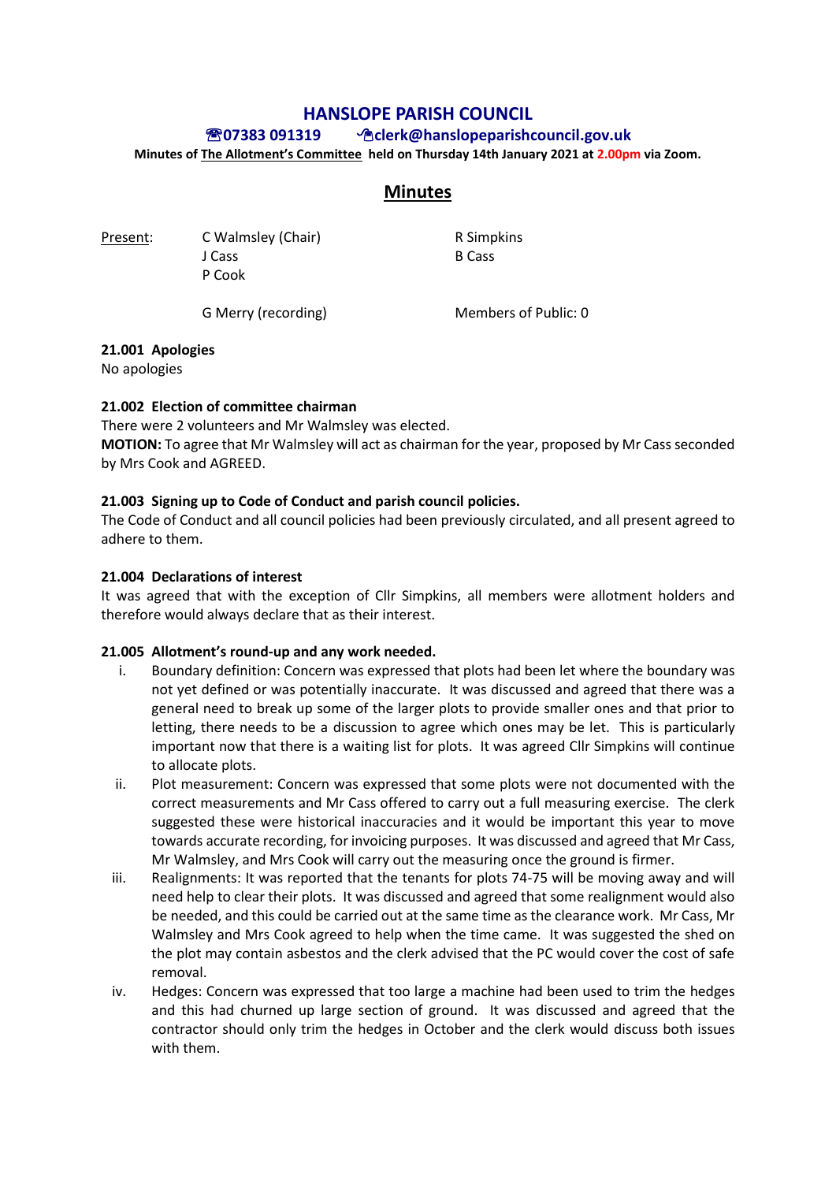# HANSLOPE PARISH COUNCIL

**☎07383 091319 ✉clerk@hanslopeparishcouncil.gov.uk**

**Minutes of The Allotment's Committee held on Thursday 14th January 2021 at 2.00pm via Zoom.**

## Minutes

Present:

| | |
|---|---|
| C Walmsley (Chair) | R Simpkins |
| J Cass | B Cass |
| P Cook | |
| G Merry (recording) | Members of Public: 0 |

**21.001 Apologies**

No apologies

**21.002 Election of committee chairman**

There were 2 volunteers and Mr Walmsley was elected.

**MOTION:** To agree that Mr Walmsley will act as chairman for the year, proposed by Mr Cass seconded by Mrs Cook and AGREED.

**21.003 Signing up to Code of Conduct and parish council policies.**

The Code of Conduct and all council policies had been previously circulated, and all present agreed to adhere to them.

**21.004 Declarations of interest**

It was agreed that with the exception of Cllr Simpkins, all members were allotment holders and therefore would always declare that as their interest.

**21.005 Allotment's round-up and any work needed.**

i. Boundary definition: Concern was expressed that plots had been let where the boundary was not yet defined or was potentially inaccurate. It was discussed and agreed that there was a general need to break up some of the larger plots to provide smaller ones and that prior to letting, there needs to be a discussion to agree which ones may be let. This is particularly important now that there is a waiting list for plots. It was agreed Cllr Simpkins will continue to allocate plots.

ii. Plot measurement: Concern was expressed that some plots were not documented with the correct measurements and Mr Cass offered to carry out a full measuring exercise. The clerk suggested these were historical inaccuracies and it would be important this year to move towards accurate recording, for invoicing purposes. It was discussed and agreed that Mr Cass, Mr Walmsley, and Mrs Cook will carry out the measuring once the ground is firmer.

iii. Realignments: It was reported that the tenants for plots 74-75 will be moving away and will need help to clear their plots. It was discussed and agreed that some realignment would also be needed, and this could be carried out at the same time as the clearance work. Mr Cass, Mr Walmsley and Mrs Cook agreed to help when the time came. It was suggested the shed on the plot may contain asbestos and the clerk advised that the PC would cover the cost of safe removal.

iv. Hedges: Concern was expressed that too large a machine had been used to trim the hedges and this had churned up large section of ground. It was discussed and agreed that the contractor should only trim the hedges in October and the clerk would discuss both issues with them.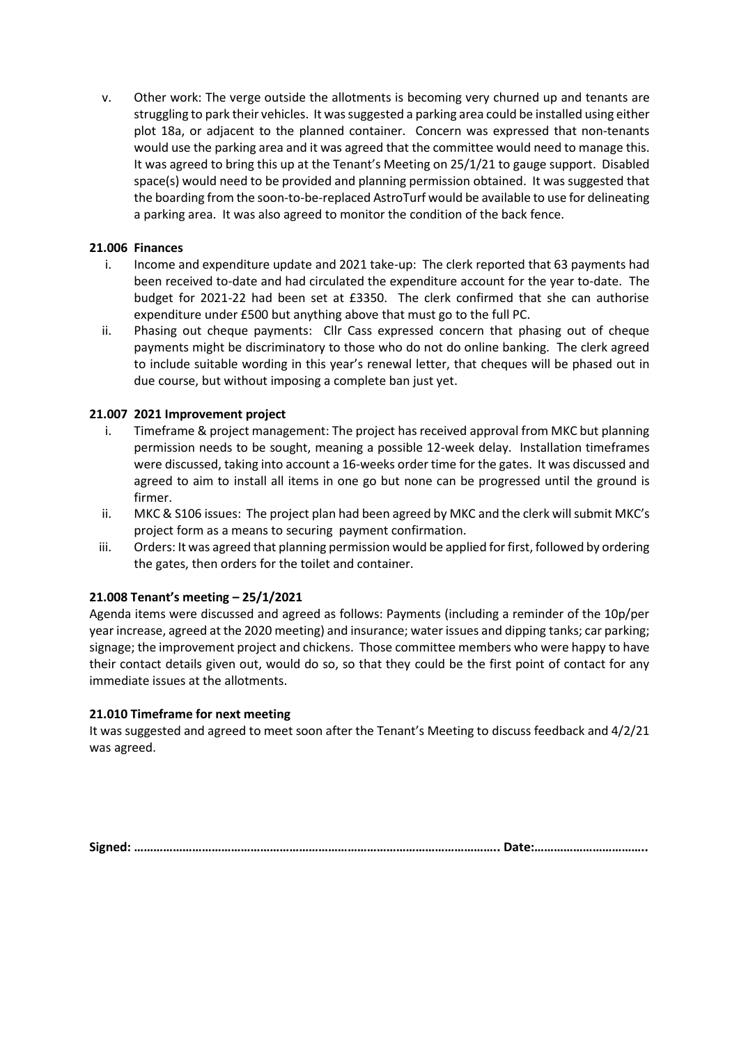v. Other work: The verge outside the allotments is becoming very churned up and tenants are struggling to park their vehicles. It was suggested a parking area could be installed using either plot 18a, or adjacent to the planned container. Concern was expressed that non-tenants would use the parking area and it was agreed that the committee would need to manage this. It was agreed to bring this up at the Tenant's Meeting on 25/1/21 to gauge support. Disabled space(s) would need to be provided and planning permission obtained. It was suggested that the boarding from the soon-to-be-replaced AstroTurf would be available to use for delineating a parking area. It was also agreed to monitor the condition of the back fence.

**21.006 Finances**

i. Income and expenditure update and 2021 take-up: The clerk reported that 63 payments had been received to-date and had circulated the expenditure account for the year to-date. The budget for 2021-22 had been set at £3350. The clerk confirmed that she can authorise expenditure under £500 but anything above that must go to the full PC.

ii. Phasing out cheque payments: Cllr Cass expressed concern that phasing out of cheque payments might be discriminatory to those who do not do online banking. The clerk agreed to include suitable wording in this year's renewal letter, that cheques will be phased out in due course, but without imposing a complete ban just yet.

**21.007 2021 Improvement project**

i. Timeframe & project management: The project has received approval from MKC but planning permission needs to be sought, meaning a possible 12-week delay. Installation timeframes were discussed, taking into account a 16-weeks order time for the gates. It was discussed and agreed to aim to install all items in one go but none can be progressed until the ground is firmer.

ii. MKC & S106 issues: The project plan had been agreed by MKC and the clerk will submit MKC's project form as a means to securing payment confirmation.

iii. Orders: It was agreed that planning permission would be applied for first, followed by ordering the gates, then orders for the toilet and container.

**21.008 Tenant's meeting – 25/1/2021**

Agenda items were discussed and agreed as follows: Payments (including a reminder of the 10p/per year increase, agreed at the 2020 meeting) and insurance; water issues and dipping tanks; car parking; signage; the improvement project and chickens. Those committee members who were happy to have their contact details given out, would do so, so that they could be the first point of contact for any immediate issues at the allotments.

**21.010 Timeframe for next meeting**

It was suggested and agreed to meet soon after the Tenant's Meeting to discuss feedback and 4/2/21 was agreed.

**Signed: ………………………………………………………………………………………………….. Date:……………………………..**